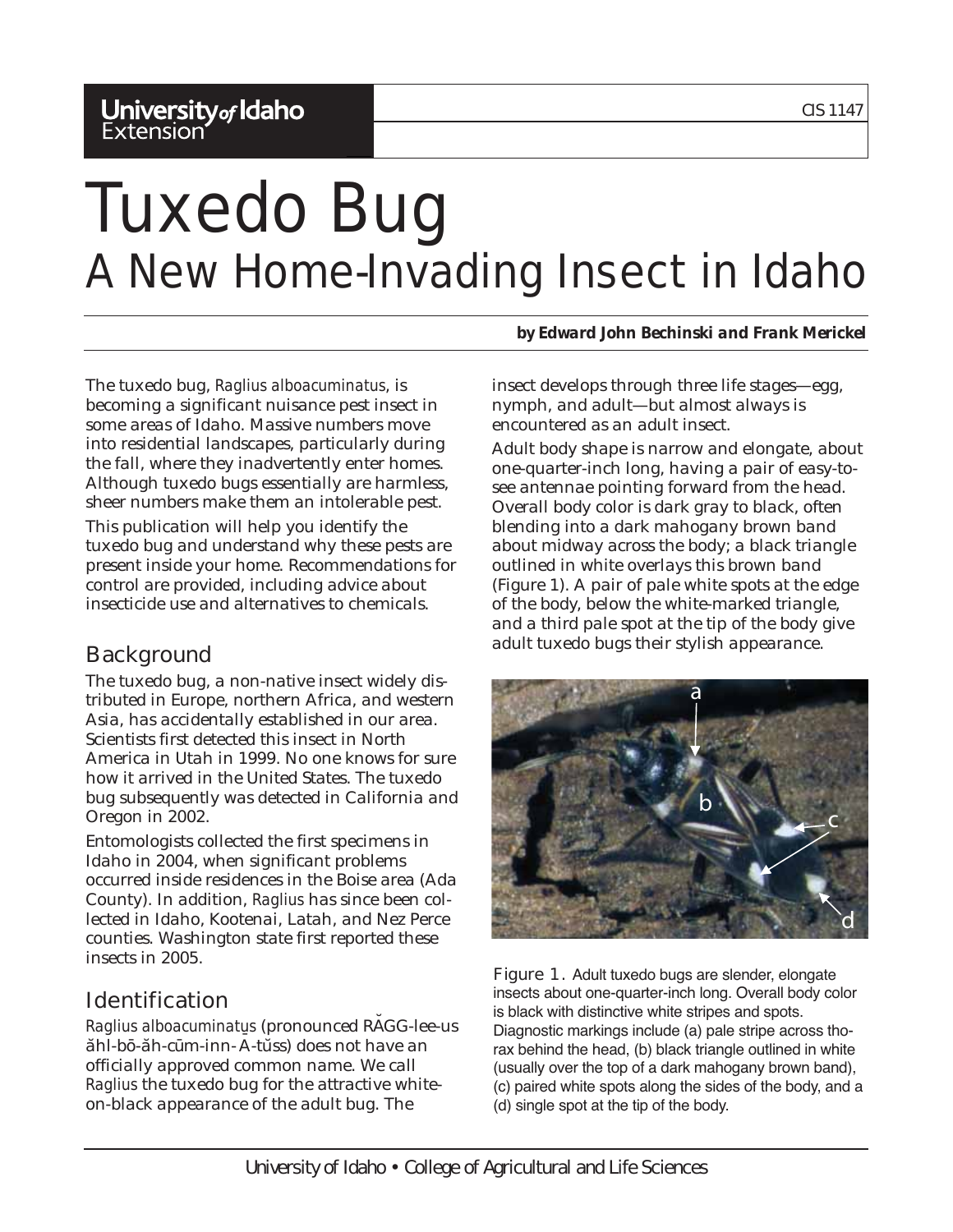University of Idaho Extension

CIS 1147

# Tuxedo Bug

## A New Home-Invading Insect in Idaho

***by Edward John Bechinski and Frank Merickel***

The tuxedo bug, *Raglius alboacuminatus*, is becoming a significant nuisance pest insect in some areas of Idaho. Massive numbers move into residential landscapes, particularly during the fall, where they inadvertently enter homes. Although tuxedo bugs essentially are harmless, sheer numbers make them an intolerable pest.

This publication will help you identify the tuxedo bug and understand why these pests are present inside your home. Recommendations for control are provided, including advice about insecticide use and alternatives to chemicals.

### Background

The tuxedo bug, a non-native insect widely distributed in Europe, northern Africa, and western Asia, has accidentally established in our area. Scientists first detected this insect in North America in Utah in 1999. No one knows for sure how it arrived in the United States. The tuxedo bug subsequently was detected in California and Oregon in 2002.

Entomologists collected the first specimens in Idaho in 2004, when significant problems occurred inside residences in the Boise area (Ada County). In addition, *Raglius* has since been collected in Idaho, Kootenai, Latah, and Nez Perce counties. Washington state first reported these insects in 2005.

### Identification

*Raglius alboacuminatus* (pronounced RĂGG-lee-us ăhl-bō-ăh-cūm-inn-Ā-tŭss) does not have an officially approved common name. We call *Raglius* the tuxedo bug for the attractive white-on-black appearance of the adult bug. The insect develops through three life stages—egg, nymph, and adult—but almost always is encountered as an adult insect.

Adult body shape is narrow and elongate, about one-quarter-inch long, having a pair of easy-to-see antennae pointing forward from the head. Overall body color is dark gray to black, often blending into a dark mahogany brown band about midway across the body; a black triangle outlined in white overlays this brown band (Figure 1). A pair of pale white spots at the edge of the body, below the white-marked triangle, and a third pale spot at the tip of the body give adult tuxedo bugs their stylish appearance.

Figure 1. Adult tuxedo bugs are slender, elongate insects about one-quarter-inch long. Overall body color is black with distinctive white stripes and spots. Diagnostic markings include (a) pale stripe across thorax behind the head, (b) black triangle outlined in white (usually over the top of a dark mahogany brown band), (c) paired white spots along the sides of the body, and a (d) single spot at the tip of the body.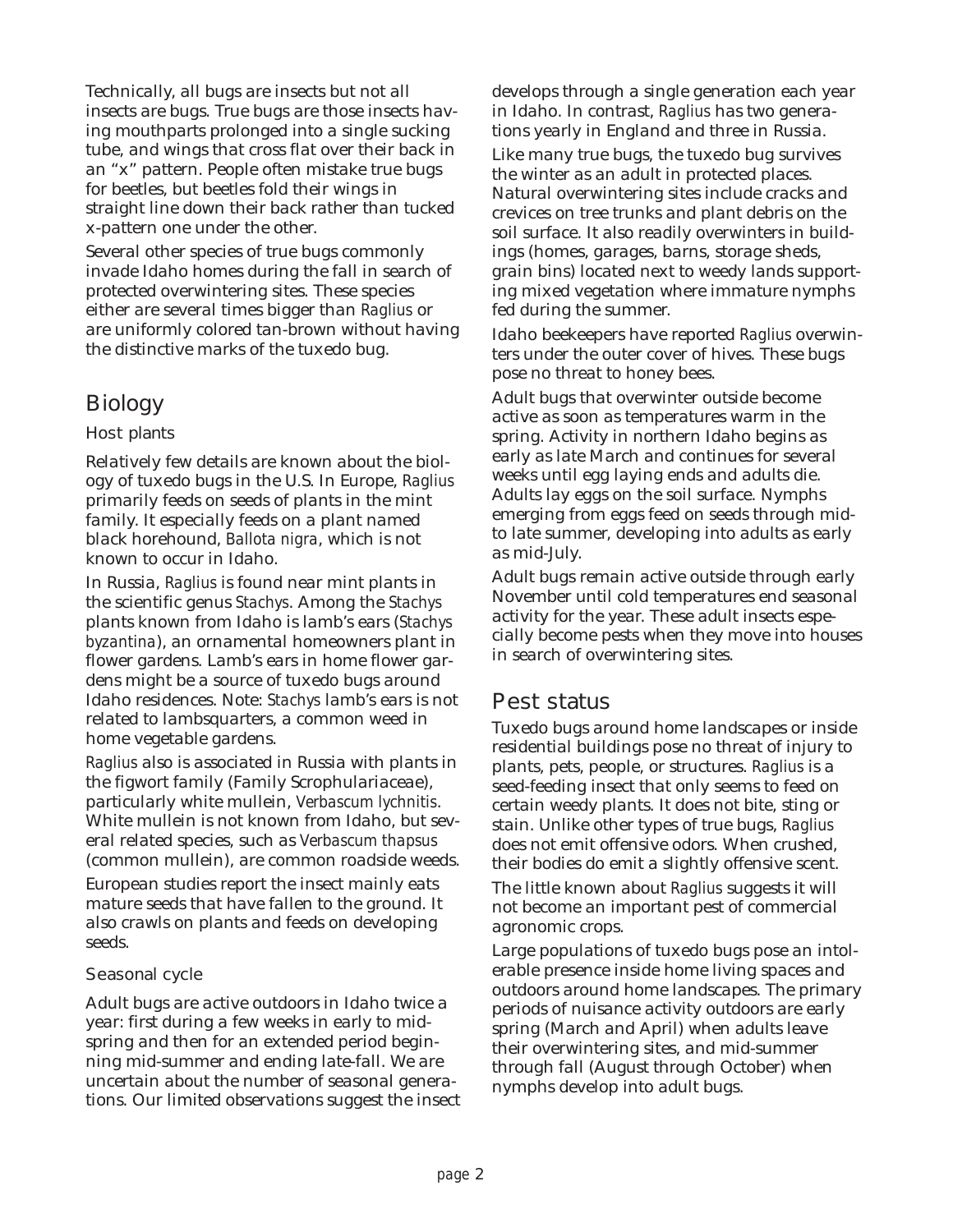Technically, all bugs are insects but not all insects are bugs. True bugs are those insects having mouthparts prolonged into a single sucking tube, and wings that cross flat over their back in an "x" pattern. People often mistake true bugs for beetles, but beetles fold their wings in straight line down their back rather than tucked x-pattern one under the other.

Several other species of true bugs commonly invade Idaho homes during the fall in search of protected overwintering sites. These species either are several times bigger than *Raglius* or are uniformly colored tan-brown without having the distinctive marks of the tuxedo bug.

## Biology

### Host plants

Relatively few details are known about the biology of tuxedo bugs in the U.S. In Europe, *Raglius* primarily feeds on seeds of plants in the mint family. It especially feeds on a plant named black horehound, *Ballota nigra*, which is not known to occur in Idaho.

In Russia, *Raglius* is found near mint plants in the scientific genus *Stachys*. Among the *Stachys* plants known from Idaho is lamb's ears (*Stachys byzantina*), an ornamental homeowners plant in flower gardens. Lamb's ears in home flower gardens might be a source of tuxedo bugs around Idaho residences. Note: *Stachys* lamb's ears is not related to lambsquarters, a common weed in home vegetable gardens.

*Raglius* also is associated in Russia with plants in the figwort family (Family Scrophulariaceae), particularly white mullein, *Verbascum lychnitis*. White mullein is not known from Idaho, but several related species, such as *Verbascum thapsus* (common mullein), are common roadside weeds.

European studies report the insect mainly eats mature seeds that have fallen to the ground. It also crawls on plants and feeds on developing seeds.

### Seasonal cycle

Adult bugs are active outdoors in Idaho twice a year: first during a few weeks in early to mid-spring and then for an extended period beginning mid-summer and ending late-fall. We are uncertain about the number of seasonal generations. Our limited observations suggest the insect develops through a single generation each year in Idaho. In contrast, *Raglius* has two generations yearly in England and three in Russia.

Like many true bugs, the tuxedo bug survives the winter as an adult in protected places. Natural overwintering sites include cracks and crevices on tree trunks and plant debris on the soil surface. It also readily overwinters in buildings (homes, garages, barns, storage sheds, grain bins) located next to weedy lands supporting mixed vegetation where immature nymphs fed during the summer.

Idaho beekeepers have reported *Raglius* overwinters under the outer cover of hives. These bugs pose no threat to honey bees.

Adult bugs that overwinter outside become active as soon as temperatures warm in the spring. Activity in northern Idaho begins as early as late March and continues for several weeks until egg laying ends and adults die. Adults lay eggs on the soil surface. Nymphs emerging from eggs feed on seeds through mid- to late summer, developing into adults as early as mid-July.

Adult bugs remain active outside through early November until cold temperatures end seasonal activity for the year. These adult insects especially become pests when they move into houses in search of overwintering sites.

## Pest status

Tuxedo bugs around home landscapes or inside residential buildings pose no threat of injury to plants, pets, people, or structures. *Raglius* is a seed-feeding insect that only seems to feed on certain weedy plants. It does not bite, sting or stain. Unlike other types of true bugs, *Raglius* does not emit offensive odors. When crushed, their bodies do emit a slightly offensive scent.

The little known about *Raglius* suggests it will not become an important pest of commercial agronomic crops.

Large populations of tuxedo bugs pose an intolerable presence inside home living spaces and outdoors around home landscapes. The primary periods of nuisance activity outdoors are early spring (March and April) when adults leave their overwintering sites, and mid-summer through fall (August through October) when nymphs develop into adult bugs.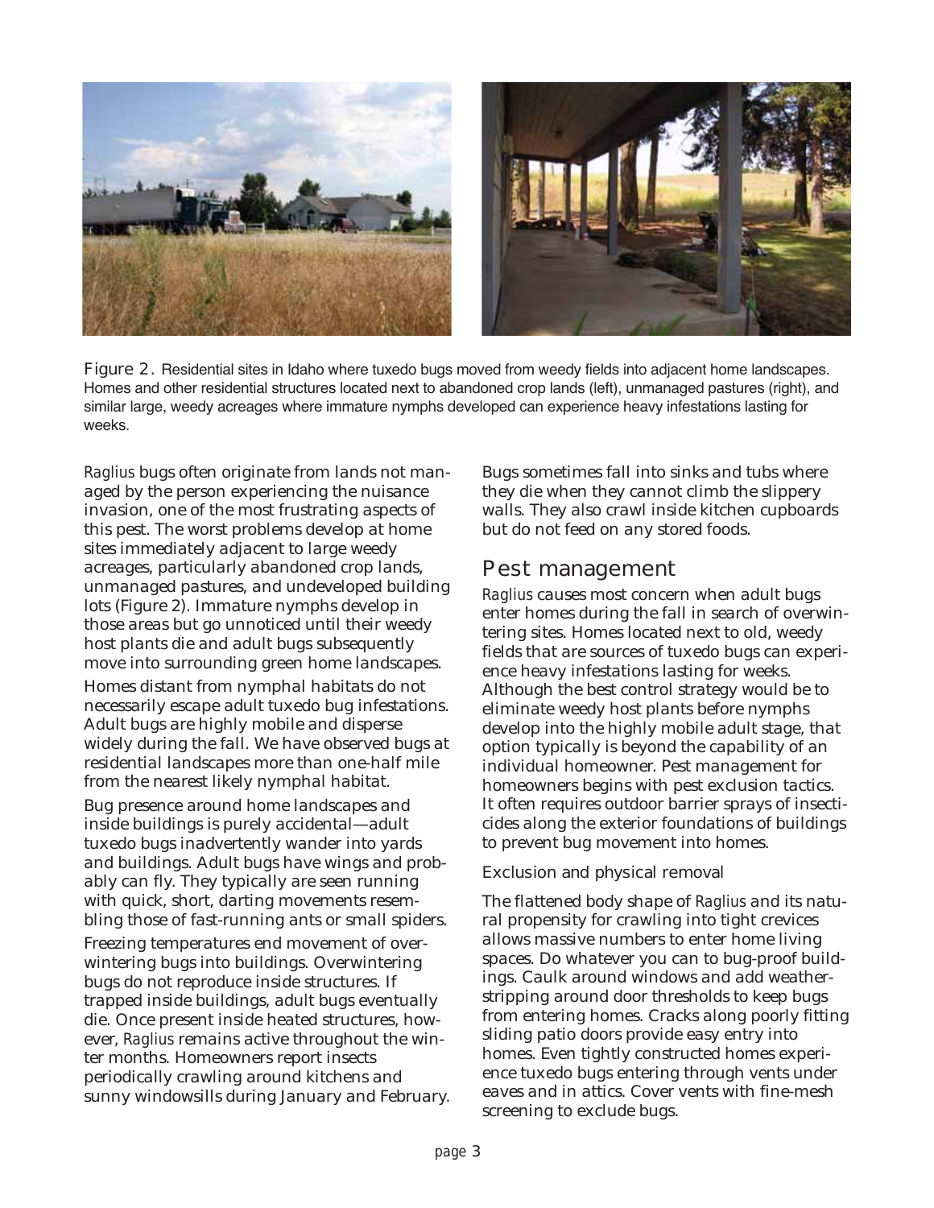Figure 2. Residential sites in Idaho where tuxedo bugs moved from weedy fields into adjacent home landscapes. Homes and other residential structures located next to abandoned crop lands (left), unmanaged pastures (right), and similar large, weedy acreages where immature nymphs developed can experience heavy infestations lasting for weeks.

*Raglius* bugs often originate from lands not managed by the person experiencing the nuisance invasion, one of the most frustrating aspects of this pest. The worst problems develop at home sites immediately adjacent to large weedy acreages, particularly abandoned crop lands, unmanaged pastures, and undeveloped building lots (Figure 2). Immature nymphs develop in those areas but go unnoticed until their weedy host plants die and adult bugs subsequently move into surrounding green home landscapes.

Homes distant from nymphal habitats do not necessarily escape adult tuxedo bug infestations. Adult bugs are highly mobile and disperse widely during the fall. We have observed bugs at residential landscapes more than one-half mile from the nearest likely nymphal habitat.

Bug presence around home landscapes and inside buildings is purely accidental—adult tuxedo bugs inadvertently wander into yards and buildings. Adult bugs have wings and probably can fly. They typically are seen running with quick, short, darting movements resembling those of fast-running ants or small spiders.

Freezing temperatures end movement of overwintering bugs into buildings. Overwintering bugs do not reproduce inside structures. If trapped inside buildings, adult bugs eventually die. Once present inside heated structures, however, *Raglius* remains active throughout the winter months. Homeowners report insects periodically crawling around kitchens and sunny windowsills during January and February. Bugs sometimes fall into sinks and tubs where they die when they cannot climb the slippery walls. They also crawl inside kitchen cupboards but do not feed on any stored foods.

## Pest management

*Raglius* causes most concern when adult bugs enter homes during the fall in search of overwintering sites. Homes located next to old, weedy fields that are sources of tuxedo bugs can experience heavy infestations lasting for weeks. Although the best control strategy would be to eliminate weedy host plants before nymphs develop into the highly mobile adult stage, that option typically is beyond the capability of an individual homeowner. Pest management for homeowners begins with pest exclusion tactics. It often requires outdoor barrier sprays of insecticides along the exterior foundations of buildings to prevent bug movement into homes.

### Exclusion and physical removal

The flattened body shape of *Raglius* and its natural propensity for crawling into tight crevices allows massive numbers to enter home living spaces. Do whatever you can to bug-proof buildings. Caulk around windows and add weatherstripping around door thresholds to keep bugs from entering homes. Cracks along poorly fitting sliding patio doors provide easy entry into homes. Even tightly constructed homes experience tuxedo bugs entering through vents under eaves and in attics. Cover vents with fine-mesh screening to exclude bugs.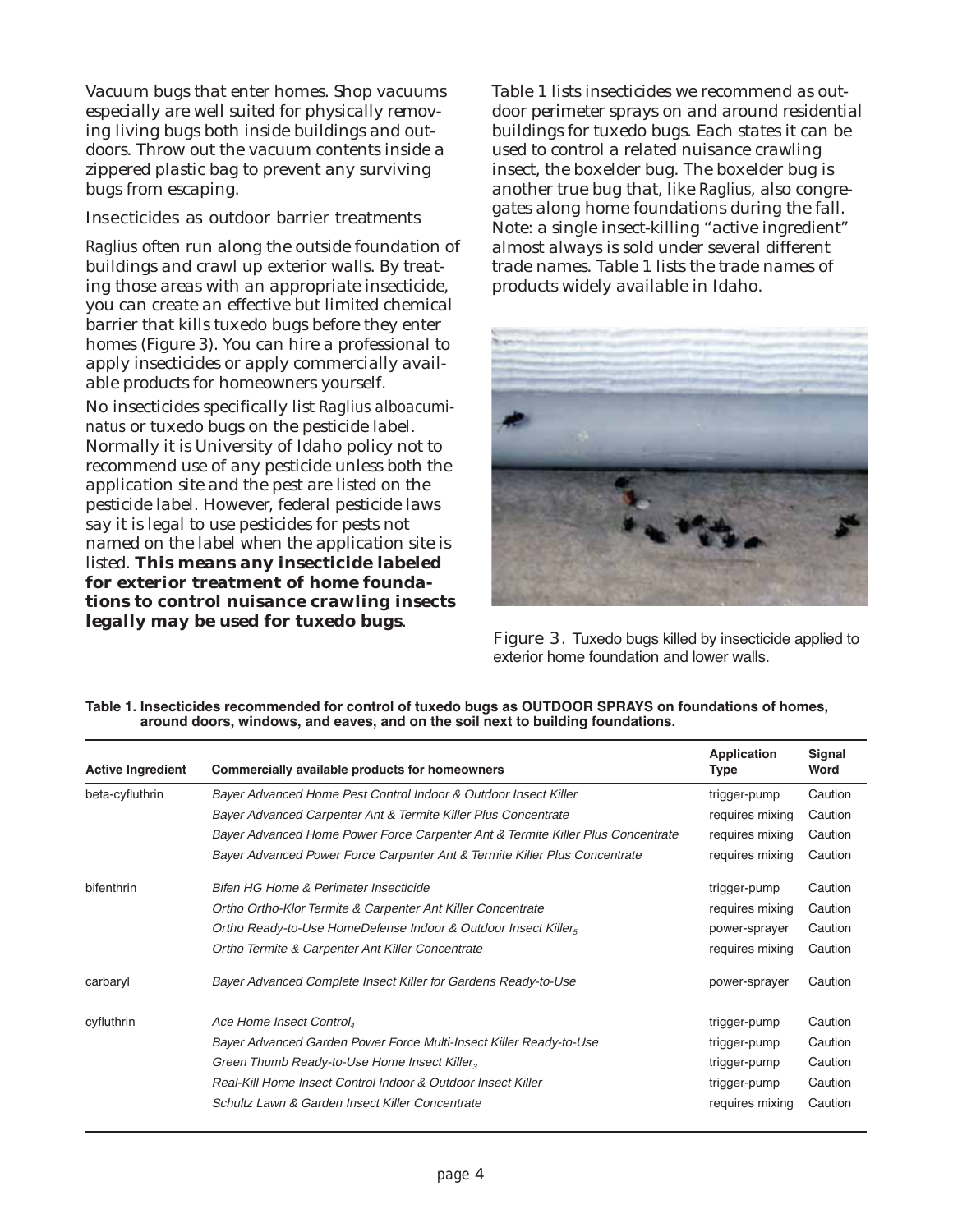Vacuum bugs that enter homes. Shop vacuums especially are well suited for physically removing living bugs both inside buildings and outdoors. Throw out the vacuum contents inside a zippered plastic bag to prevent any surviving bugs from escaping.

### Insecticides as outdoor barrier treatments

*Raglius* often run along the outside foundation of buildings and crawl up exterior walls. By treating those areas with an appropriate insecticide, you can create an effective but limited chemical barrier that kills tuxedo bugs before they enter homes (Figure 3). You can hire a professional to apply insecticides or apply commercially available products for homeowners yourself.

No insecticides specifically list *Raglius alboacuminatus* or tuxedo bugs on the pesticide label. Normally it is University of Idaho policy not to recommend use of any pesticide unless both the application site and the pest are listed on the pesticide label. However, federal pesticide laws say it is legal to use pesticides for pests not named on the label when the application site is listed. **This means any insecticide labeled for exterior treatment of home foundations to control nuisance crawling insects legally may be used for tuxedo bugs**.

Table 1 lists insecticides we recommend as outdoor perimeter sprays on and around residential buildings for tuxedo bugs. Each states it can be used to control a related nuisance crawling insect, the boxelder bug. The boxelder bug is another true bug that, like *Raglius*, also congregates along home foundations during the fall. Note: a single insect-killing "active ingredient" almost always is sold under several different trade names. Table 1 lists the trade names of products widely available in Idaho.

Figure 3. Tuxedo bugs killed by insecticide applied to exterior home foundation and lower walls.

**Table 1. Insecticides recommended for control of tuxedo bugs as OUTDOOR SPRAYS on foundations of homes, around doors, windows, and eaves, and on the soil next to building foundations.**

| Active Ingredient | Commercially available products for homeowners | Application Type | Signal Word |
|---|---|---|---|
| beta-cyfluthrin | *Bayer Advanced Home Pest Control Indoor & Outdoor Insect Killer* | trigger-pump | Caution |
| | *Bayer Advanced Carpenter Ant & Termite Killer Plus Concentrate* | requires mixing | Caution |
| | *Bayer Advanced Home Power Force Carpenter Ant & Termite Killer Plus Concentrate* | requires mixing | Caution |
| | *Bayer Advanced Power Force Carpenter Ant & Termite Killer Plus Concentrate* | requires mixing | Caution |
| bifenthrin | *Bifen HG Home & Perimeter Insecticide* | trigger-pump | Caution |
| | *Ortho Ortho-Klor Termite & Carpenter Ant Killer Concentrate* | requires mixing | Caution |
| | *Ortho Ready-to-Use HomeDefense Indoor & Outdoor Insect Killer*$_5$ | power-sprayer | Caution |
| | *Ortho Termite & Carpenter Ant Killer Concentrate* | requires mixing | Caution |
| carbaryl | *Bayer Advanced Complete Insect Killer for Gardens Ready-to-Use* | power-sprayer | Caution |
| cyfluthrin | *Ace Home Insect Control*$_4$ | trigger-pump | Caution |
| | *Bayer Advanced Garden Power Force Multi-Insect Killer Ready-to-Use* | trigger-pump | Caution |
| | *Green Thumb Ready-to-Use Home Insect Killer*$_3$ | trigger-pump | Caution |
| | *Real-Kill Home Insect Control Indoor & Outdoor Insect Killer* | trigger-pump | Caution |
| | *Schultz Lawn & Garden Insect Killer Concentrate* | requires mixing | Caution |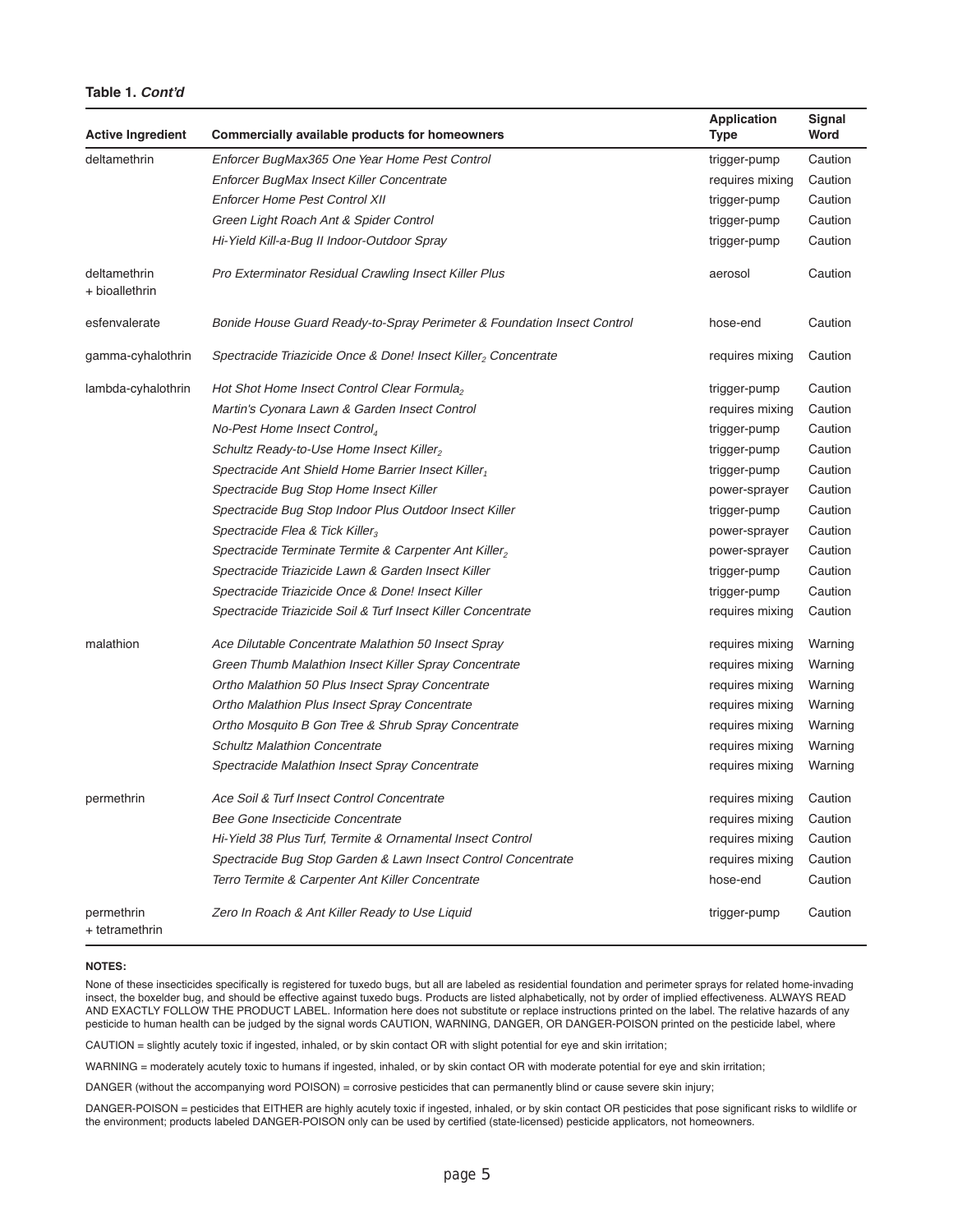**Table 1. *Cont'd***

| Active Ingredient | Commercially available products for homeowners | Application Type | Signal Word |
|---|---|---|---|
| deltamethrin | *Enforcer BugMax365 One Year Home Pest Control* | trigger-pump | Caution |
| | *Enforcer BugMax Insect Killer Concentrate* | requires mixing | Caution |
| | *Enforcer Home Pest Control XII* | trigger-pump | Caution |
| | *Green Light Roach Ant & Spider Control* | trigger-pump | Caution |
| | *Hi-Yield Kill-a-Bug II Indoor-Outdoor Spray* | trigger-pump | Caution |
| deltamethrin + bioallethrin | *Pro Exterminator Residual Crawling Insect Killer Plus* | aerosol | Caution |
| esfenvalerate | *Bonide House Guard Ready-to-Spray Perimeter & Foundation Insect Control* | hose-end | Caution |
| gamma-cyhalothrin | *Spectracide Triazicide Once & Done! Insect Killer$_2$ Concentrate* | requires mixing | Caution |
| lambda-cyhalothrin | *Hot Shot Home Insect Control Clear Formula$_2$* | trigger-pump | Caution |
| | *Martin's Cyonara Lawn & Garden Insect Control* | requires mixing | Caution |
| | *No-Pest Home Insect Control$_4$* | trigger-pump | Caution |
| | *Schultz Ready-to-Use Home Insect Killer$_2$* | trigger-pump | Caution |
| | *Spectracide Ant Shield Home Barrier Insect Killer$_1$* | trigger-pump | Caution |
| | *Spectracide Bug Stop Home Insect Killer* | power-sprayer | Caution |
| | *Spectracide Bug Stop Indoor Plus Outdoor Insect Killer* | trigger-pump | Caution |
| | *Spectracide Flea & Tick Killer$_3$* | power-sprayer | Caution |
| | *Spectracide Terminate Termite & Carpenter Ant Killer$_2$* | power-sprayer | Caution |
| | *Spectracide Triazicide Lawn & Garden Insect Killer* | trigger-pump | Caution |
| | *Spectracide Triazicide Once & Done! Insect Killer* | trigger-pump | Caution |
| | *Spectracide Triazicide Soil & Turf Insect Killer Concentrate* | requires mixing | Caution |
| malathion | *Ace Dilutable Concentrate Malathion 50 Insect Spray* | requires mixing | Warning |
| | *Green Thumb Malathion Insect Killer Spray Concentrate* | requires mixing | Warning |
| | *Ortho Malathion 50 Plus Insect Spray Concentrate* | requires mixing | Warning |
| | *Ortho Malathion Plus Insect Spray Concentrate* | requires mixing | Warning |
| | *Ortho Mosquito B Gon Tree & Shrub Spray Concentrate* | requires mixing | Warning |
| | *Schultz Malathion Concentrate* | requires mixing | Warning |
| | *Spectracide Malathion Insect Spray Concentrate* | requires mixing | Warning |
| permethrin | *Ace Soil & Turf Insect Control Concentrate* | requires mixing | Caution |
| | *Bee Gone Insecticide Concentrate* | requires mixing | Caution |
| | *Hi-Yield 38 Plus Turf, Termite & Ornamental Insect Control* | requires mixing | Caution |
| | *Spectracide Bug Stop Garden & Lawn Insect Control Concentrate* | requires mixing | Caution |
| | *Terro Termite & Carpenter Ant Killer Concentrate* | hose-end | Caution |
| permethrin + tetramethrin | *Zero In Roach & Ant Killer Ready to Use Liquid* | trigger-pump | Caution |

**NOTES:**

None of these insecticides specifically is registered for tuxedo bugs, but all are labeled as residential foundation and perimeter sprays for related home-invading insect, the boxelder bug, and should be effective against tuxedo bugs. Products are listed alphabetically, not by order of implied effectiveness. ALWAYS READ AND EXACTLY FOLLOW THE PRODUCT LABEL. Information here does not substitute or replace instructions printed on the label. The relative hazards of any pesticide to human health can be judged by the signal words CAUTION, WARNING, DANGER, OR DANGER-POISON printed on the pesticide label, where

CAUTION = slightly acutely toxic if ingested, inhaled, or by skin contact OR with slight potential for eye and skin irritation;

WARNING = moderately acutely toxic to humans if ingested, inhaled, or by skin contact OR with moderate potential for eye and skin irritation;

DANGER (without the accompanying word POISON) = corrosive pesticides that can permanently blind or cause severe skin injury;

DANGER-POISON = pesticides that EITHER are highly acutely toxic if ingested, inhaled, or by skin contact OR pesticides that pose significant risks to wildlife or the environment; products labeled DANGER-POISON only can be used by certified (state-licensed) pesticide applicators, not homeowners.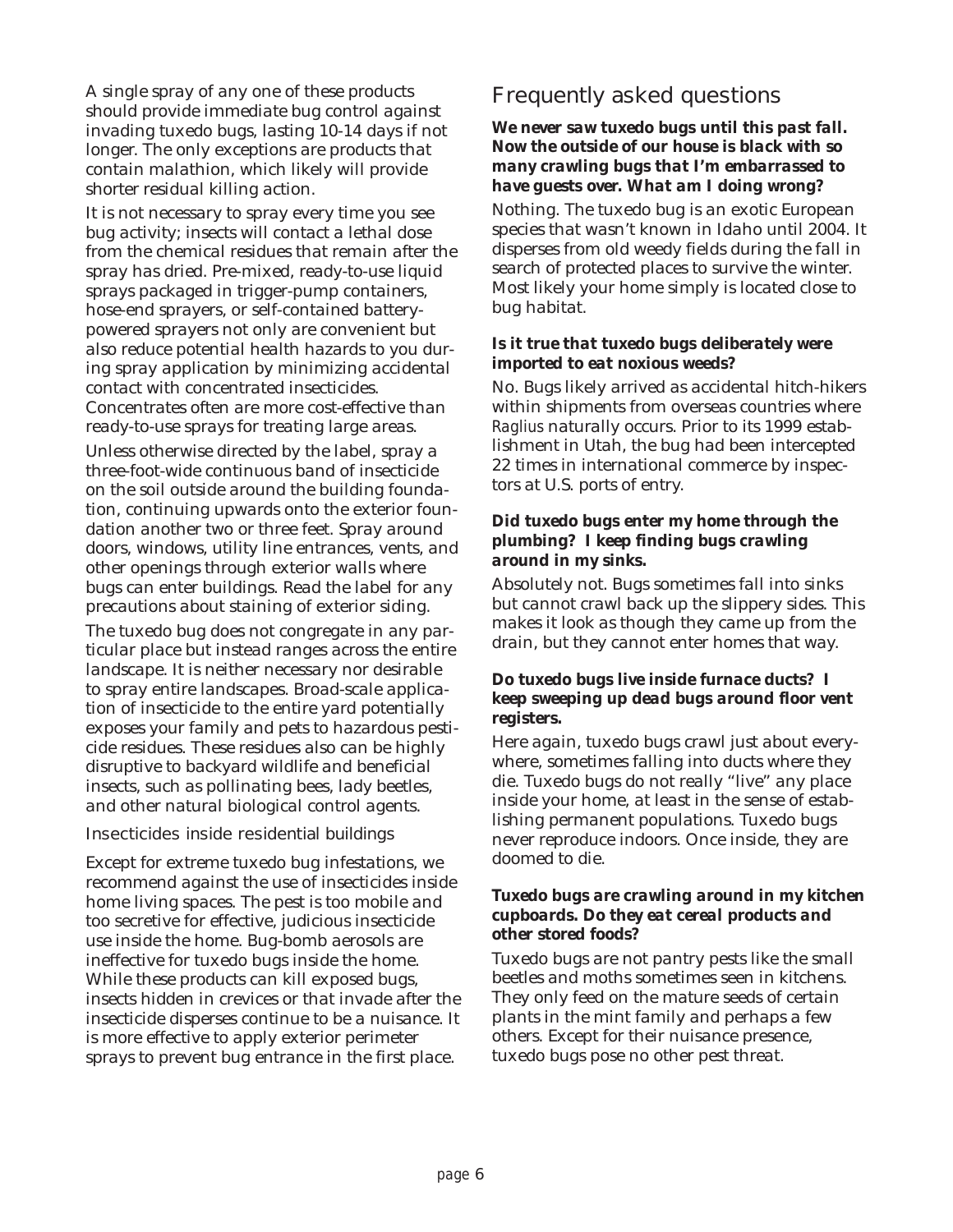A single spray of any one of these products should provide immediate bug control against invading tuxedo bugs, lasting 10-14 days if not longer. The only exceptions are products that contain malathion, which likely will provide shorter residual killing action.

It is not necessary to spray every time you see bug activity; insects will contact a lethal dose from the chemical residues that remain after the spray has dried. Pre-mixed, ready-to-use liquid sprays packaged in trigger-pump containers, hose-end sprayers, or self-contained battery-powered sprayers not only are convenient but also reduce potential health hazards to you during spray application by minimizing accidental contact with concentrated insecticides. Concentrates often are more cost-effective than ready-to-use sprays for treating large areas.

Unless otherwise directed by the label, spray a three-foot-wide continuous band of insecticide on the soil outside around the building foundation, continuing upwards onto the exterior foundation another two or three feet. Spray around doors, windows, utility line entrances, vents, and other openings through exterior walls where bugs can enter buildings. Read the label for any precautions about staining of exterior siding.

The tuxedo bug does not congregate in any particular place but instead ranges across the entire landscape. It is neither necessary nor desirable to spray entire landscapes. Broad-scale application of insecticide to the entire yard potentially exposes your family and pets to hazardous pesticide residues. These residues also can be highly disruptive to backyard wildlife and beneficial insects, such as pollinating bees, lady beetles, and other natural biological control agents.

### Insecticides inside residential buildings

Except for extreme tuxedo bug infestations, we recommend against the use of insecticides inside home living spaces. The pest is too mobile and too secretive for effective, judicious insecticide use inside the home. Bug-bomb aerosols are ineffective for tuxedo bugs inside the home. While these products can kill exposed bugs, insects hidden in crevices or that invade after the insecticide disperses continue to be a nuisance. It is more effective to apply exterior perimeter sprays to prevent bug entrance in the first place.

## Frequently asked questions

***We never saw tuxedo bugs until this past fall. Now the outside of our house is black with so many crawling bugs that I'm embarrassed to have guests over. What am I doing wrong?***

Nothing. The tuxedo bug is an exotic European species that wasn't known in Idaho until 2004. It disperses from old weedy fields during the fall in search of protected places to survive the winter. Most likely your home simply is located close to bug habitat.

***Is it true that tuxedo bugs deliberately were imported to eat noxious weeds?***

No. Bugs likely arrived as accidental hitch-hikers within shipments from overseas countries where *Raglius* naturally occurs. Prior to its 1999 establishment in Utah, the bug had been intercepted 22 times in international commerce by inspectors at U.S. ports of entry.

***Did tuxedo bugs enter my home through the plumbing? I keep finding bugs crawling around in my sinks.***

Absolutely not. Bugs sometimes fall into sinks but cannot crawl back up the slippery sides. This makes it look as though they came up from the drain, but they cannot enter homes that way.

***Do tuxedo bugs live inside furnace ducts? I keep sweeping up dead bugs around floor vent registers.***

Here again, tuxedo bugs crawl just about everywhere, sometimes falling into ducts where they die. Tuxedo bugs do not really "live" any place inside your home, at least in the sense of establishing permanent populations. Tuxedo bugs never reproduce indoors. Once inside, they are doomed to die.

***Tuxedo bugs are crawling around in my kitchen cupboards. Do they eat cereal products and other stored foods?***

Tuxedo bugs are not pantry pests like the small beetles and moths sometimes seen in kitchens. They only feed on the mature seeds of certain plants in the mint family and perhaps a few others. Except for their nuisance presence, tuxedo bugs pose no other pest threat.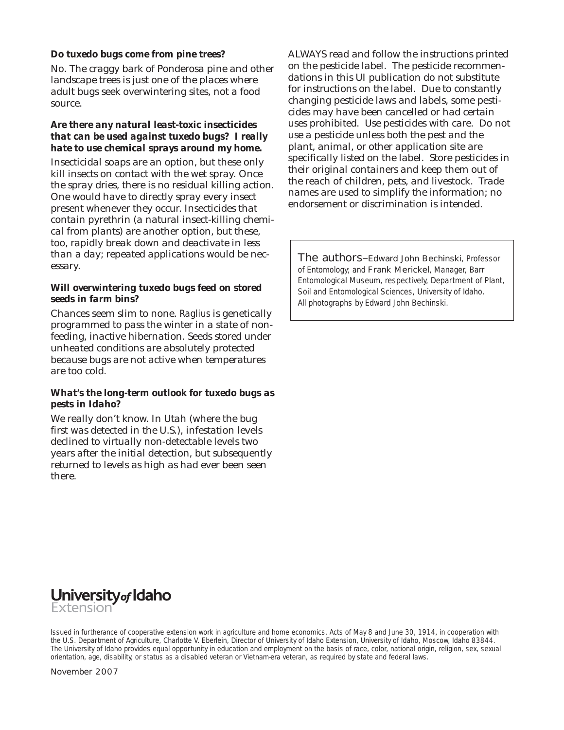**Do tuxedo bugs come from pine trees?**

No. The craggy bark of Ponderosa pine and other landscape trees is just one of the places where adult bugs seek overwintering sites, not a food source.

***Are there any natural least-toxic insecticides that can be used against tuxedo bugs? I really hate to use chemical sprays around my home.***

Insecticidal soaps are an option, but these only kill insects on contact with the wet spray. Once the spray dries, there is no residual killing action. One would have to directly spray every insect present whenever they occur. Insecticides that contain pyrethrin (a natural insect-killing chemical from plants) are another option, but these, too, rapidly break down and deactivate in less than a day; repeated applications would be necessary.

***Will overwintering tuxedo bugs feed on stored seeds in farm bins?***

Chances seem slim to none. *Raglius* is genetically programmed to pass the winter in a state of non-feeding, inactive hibernation. Seeds stored under unheated conditions are absolutely protected because bugs are not active when temperatures are too cold.

***What's the long-term outlook for tuxedo bugs as pests in Idaho?***

We really don't know. In Utah (where the bug first was detected in the U.S.), infestation levels declined to virtually non-detectable levels two years after the initial detection, but subsequently returned to levels as high as had ever been seen there.

ALWAYS read and follow the instructions printed on the pesticide label. The pesticide recommendations in this UI publication do not substitute for instructions on the label. Due to constantly changing pesticide laws and labels, some pesticides may have been cancelled or had certain uses prohibited. Use pesticides with care. Do not use a pesticide unless both the pest and the plant, animal, or other application site are specifically listed on the label. Store pesticides in their original containers and keep them out of the reach of children, pets, and livestock. Trade names are used to simplify the information; no endorsement or discrimination is intended.

The authors–Edward John Bechinski, Professor of Entomology; and Frank Merickel, Manager, Barr Entomological Museum, respectively, Department of Plant, Soil and Entomological Sciences, University of Idaho. All photographs by Edward John Bechinski.

University of Idaho Extension

Issued in furtherance of cooperative extension work in agriculture and home economics, Acts of May 8 and June 30, 1914, in cooperation with the U.S. Department of Agriculture, Charlotte V. Eberlein, Director of University of Idaho Extension, University of Idaho, Moscow, Idaho 83844. The University of Idaho provides equal opportunity in education and employment on the basis of race, color, national origin, religion, sex, sexual orientation, age, disability, or status as a disabled veteran or Vietnam-era veteran, as required by state and federal laws.

November 2007